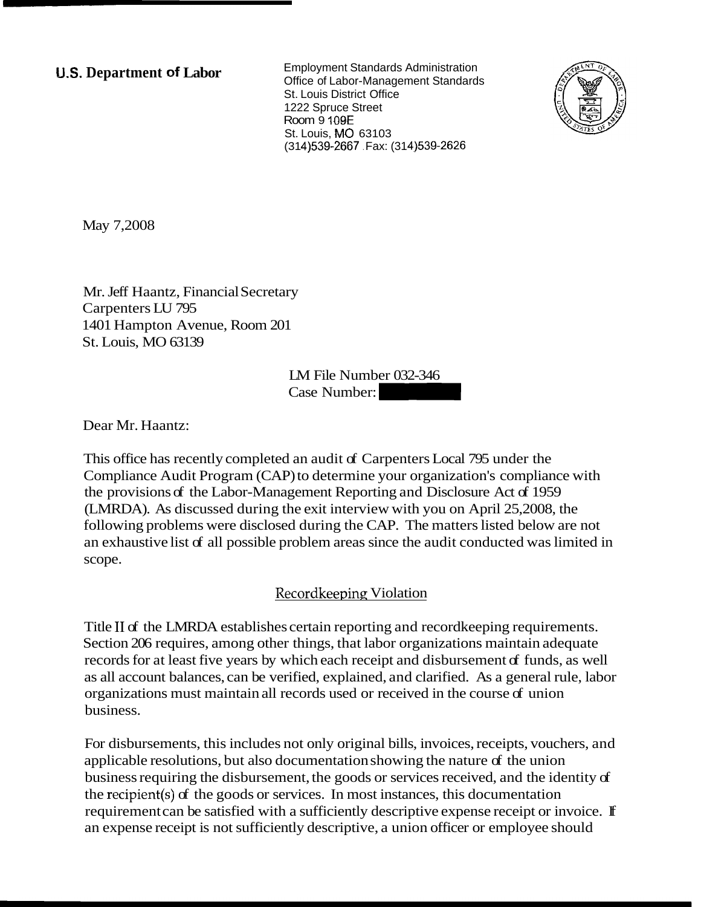**U.S. Department of Labor**

Employment Standards Administration
Office of Labor-Management Standards
St. Louis District Office
1222 Spruce Street
Room 9 109E
St. Louis, MO 63103
(314)539-2667 . Fax: (314)539-2626

May 7,2008

Mr. Jeff Haantz, Financial Secretary
Carpenters LU 795
1401 Hampton Avenue, Room 201
St. Louis, MO 63139

LM File Number 032-346
Case Number:

Dear Mr. Haantz:

This office has recently completed an audit of Carpenters Local 795 under the Compliance Audit Program (CAP) to determine your organization's compliance with the provisions of the Labor-Management Reporting and Disclosure Act of 1959 (LMRDA). As discussed during the exit interview with you on April 25,2008, the following problems were disclosed during the CAP. The matters listed below are not an exhaustive list of all possible problem areas since the audit conducted was limited in scope.

Recordkeeping Violation

Title II of the LMRDA establishes certain reporting and recordkeeping requirements. Section 206 requires, among other things, that labor organizations maintain adequate records for at least five years by which each receipt and disbursement of funds, as well as all account balances, can be verified, explained, and clarified. As a general rule, labor organizations must maintain all records used or received in the course of union business.

For disbursements, this includes not only original bills, invoices, receipts, vouchers, and applicable resolutions, but also documentation showing the nature of the union business requiring the disbursement, the goods or services received, and the identity of the recipient(s) of the goods or services. In most instances, this documentation requirement can be satisfied with a sufficiently descriptive expense receipt or invoice. If an expense receipt is not sufficiently descriptive, a union officer or employee should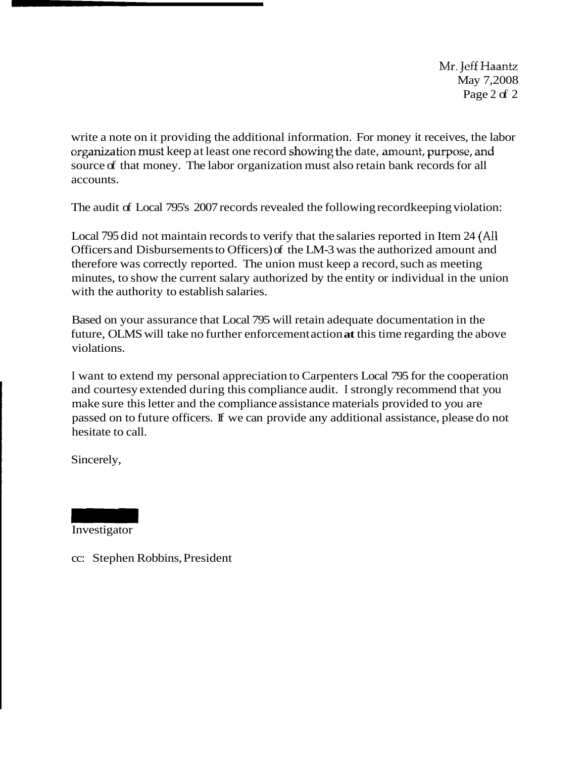write a note on it providing the additional information. For money it receives, the labor organization must keep at least one record showing the date, amount, purpose, and source of that money. The labor organization must also retain bank records for all accounts.

The audit of Local 795's 2007 records revealed the following recordkeeping violation:

Local 795 did not maintain records to verify that the salaries reported in Item 24 (All Officers and Disbursements to Officers) of the LM-3 was the authorized amount and therefore was correctly reported. The union must keep a record, such as meeting minutes, to show the current salary authorized by the entity or individual in the union with the authority to establish salaries.

Based on your assurance that Local 795 will retain adequate documentation in the future, OLMS will take no further enforcement action **at** this time regarding the above violations.

I want to extend my personal appreciation to Carpenters Local 795 for the cooperation and courtesy extended during this compliance audit. I strongly recommend that you make sure this letter and the compliance assistance materials provided to you are passed on to future officers. If we can provide any additional assistance, please do not hesitate to call.

Sincerely,

Investigator

cc: Stephen Robbins, President